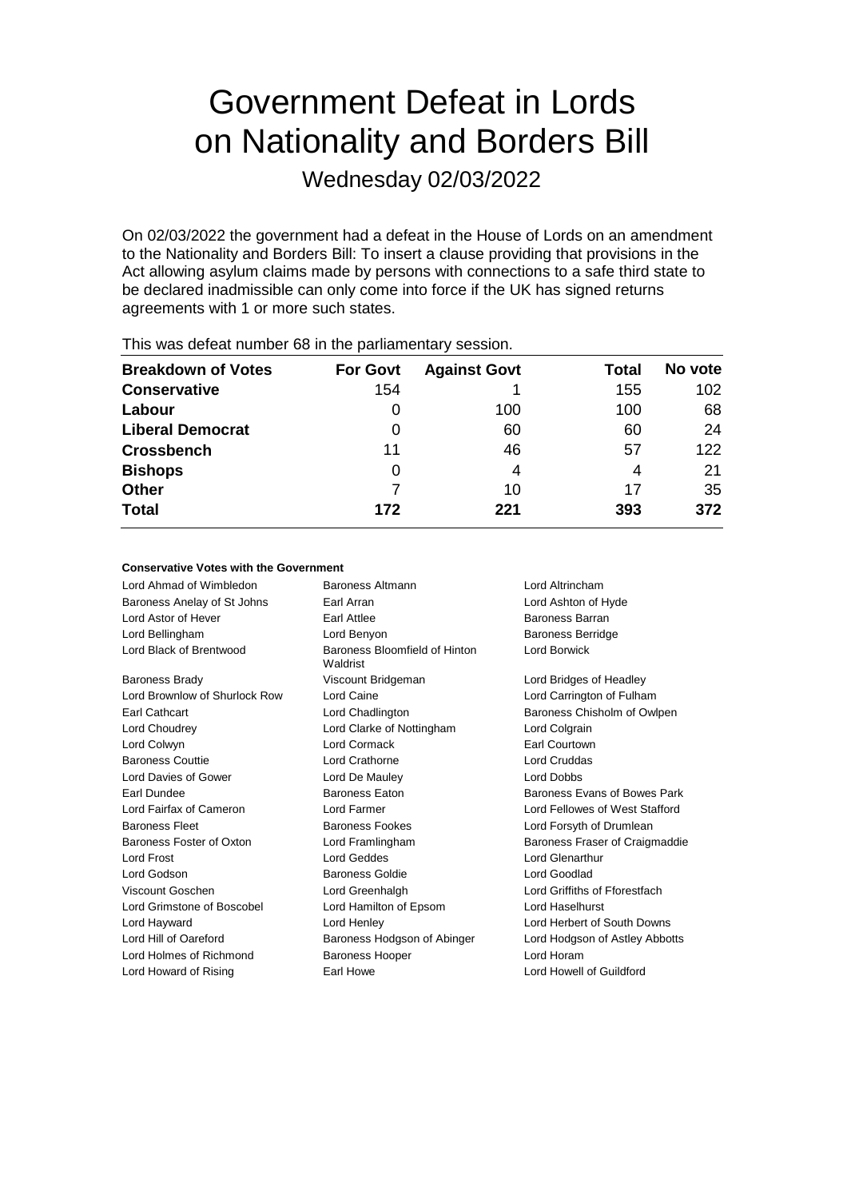# Government Defeat in Lords on Nationality and Borders Bill

Wednesday 02/03/2022

On 02/03/2022 the government had a defeat in the House of Lords on an amendment to the Nationality and Borders Bill: To insert a clause providing that provisions in the Act allowing asylum claims made by persons with connections to a safe third state to be declared inadmissible can only come into force if the UK has signed returns agreements with 1 or more such states.

This was defeat number 68 in the parliamentary session.

| Breakdown of Votes | For Govt | Against Govt | Total | No vote |
|---|---|---|---|---|
| **Conservative** | 154 | 1 | 155 | 102 |
| **Labour** | 0 | 100 | 100 | 68 |
| **Liberal Democrat** | 0 | 60 | 60 | 24 |
| **Crossbench** | 11 | 46 | 57 | 122 |
| **Bishops** | 0 | 4 | 4 | 21 |
| **Other** | 7 | 10 | 17 | 35 |
| **Total** | **172** | **221** | **393** | **372** |

#### Conservative Votes with the Government

| | | |
|---|---|---|
| Lord Ahmad of Wimbledon | Baroness Altmann | Lord Altrincham |
| Baroness Anelay of St Johns | Earl Arran | Lord Ashton of Hyde |
| Lord Astor of Hever | Earl Attlee | Baroness Barran |
| Lord Bellingham | Lord Benyon | Baroness Berridge |
| Lord Black of Brentwood | Baroness Bloomfield of Hinton Waldrist | Lord Borwick |
| Baroness Brady | Viscount Bridgeman | Lord Bridges of Headley |
| Lord Brownlow of Shurlock Row | Lord Caine | Lord Carrington of Fulham |
| Earl Cathcart | Lord Chadlington | Baroness Chisholm of Owlpen |
| Lord Choudrey | Lord Clarke of Nottingham | Lord Colgrain |
| Lord Colwyn | Lord Cormack | Earl Courtown |
| Baroness Couttie | Lord Crathorne | Lord Cruddas |
| Lord Davies of Gower | Lord De Mauley | Lord Dobbs |
| Earl Dundee | Baroness Eaton | Baroness Evans of Bowes Park |
| Lord Fairfax of Cameron | Lord Farmer | Lord Fellowes of West Stafford |
| Baroness Fleet | Baroness Fookes | Lord Forsyth of Drumlean |
| Baroness Foster of Oxton | Lord Framlingham | Baroness Fraser of Craigmaddie |
| Lord Frost | Lord Geddes | Lord Glenarthur |
| Lord Godson | Baroness Goldie | Lord Goodlad |
| Viscount Goschen | Lord Greenhalgh | Lord Griffiths of Fforestfach |
| Lord Grimstone of Boscobel | Lord Hamilton of Epsom | Lord Haselhurst |
| Lord Hayward | Lord Henley | Lord Herbert of South Downs |
| Lord Hill of Oareford | Baroness Hodgson of Abinger | Lord Hodgson of Astley Abbotts |
| Lord Holmes of Richmond | Baroness Hooper | Lord Horam |
| Lord Howard of Rising | Earl Howe | Lord Howell of Guildford |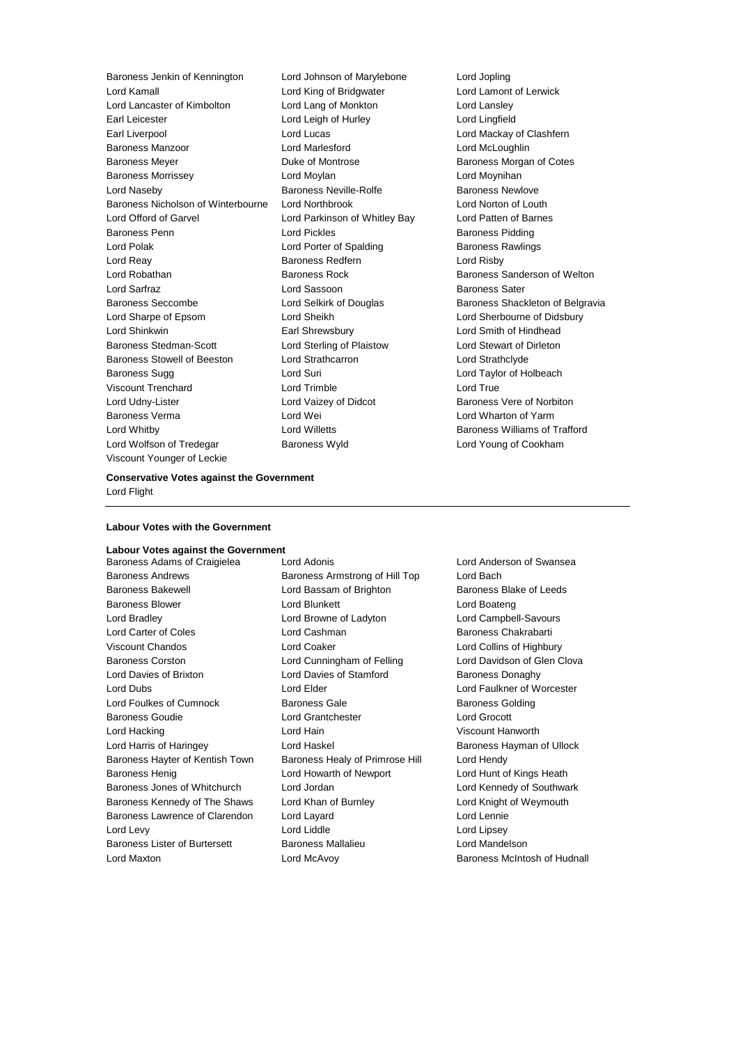Baroness Jenkin of Kennington, Lord Johnson of Marylebone, Lord Jopling, Lord Kamall, Lord King of Bridgwater, Lord Lamont of Lerwick, Lord Lancaster of Kimbolton, Lord Lang of Monkton, Lord Lansley, Earl Leicester, Lord Leigh of Hurley, Lord Lingfield, Earl Liverpool, Lord Lucas, Lord Mackay of Clashfern, Baroness Manzoor, Lord Marlesford, Lord McLoughlin, Baroness Meyer, Duke of Montrose, Baroness Morgan of Cotes, Baroness Morrissey, Lord Moylan, Lord Moynihan, Lord Naseby, Baroness Neville-Rolfe, Baroness Newlove, Baroness Nicholson of Winterbourne, Lord Northbrook, Lord Norton of Louth, Lord Offord of Garvel, Lord Parkinson of Whitley Bay, Lord Patten of Barnes, Baroness Penn, Lord Pickles, Baroness Pidding, Lord Polak, Lord Porter of Spalding, Baroness Rawlings, Lord Reay, Baroness Redfern, Lord Risby, Lord Robathan, Baroness Rock, Baroness Sanderson of Welton, Lord Sarfraz, Lord Sassoon, Baroness Sater, Baroness Seccombe, Lord Selkirk of Douglas, Baroness Shackleton of Belgravia, Lord Sharpe of Epsom, Lord Sheikh, Lord Sherbourne of Didsbury, Lord Shinkwin, Earl Shrewsbury, Lord Smith of Hindhead, Baroness Stedman-Scott, Lord Sterling of Plaistow, Lord Stewart of Dirleton, Baroness Stowell of Beeston, Lord Strathcarron, Lord Strathclyde, Baroness Sugg, Lord Suri, Lord Taylor of Holbeach, Viscount Trenchard, Lord Trimble, Lord True, Lord Udny-Lister, Lord Vaizey of Didcot, Baroness Vere of Norbiton, Baroness Verma, Lord Wei, Lord Wharton of Yarm, Lord Whitby, Lord Willetts, Baroness Williams of Trafford, Lord Wolfson of Tredegar, Baroness Wyld, Lord Young of Cookham, Viscount Younger of Leckie

**Conservative Votes against the Government**

Lord Flight

---

**Labour Votes with the Government**

**Labour Votes against the Government**

Baroness Adams of Craigielea, Lord Adonis, Lord Anderson of Swansea, Baroness Andrews, Baroness Armstrong of Hill Top, Lord Bach, Baroness Bakewell, Lord Bassam of Brighton, Baroness Blake of Leeds, Baroness Blower, Lord Blunkett, Lord Boateng, Lord Bradley, Lord Browne of Ladyton, Lord Campbell-Savours, Lord Carter of Coles, Lord Cashman, Baroness Chakrabarti, Viscount Chandos, Lord Coaker, Lord Collins of Highbury, Baroness Corston, Lord Cunningham of Felling, Lord Davidson of Glen Clova, Lord Davies of Brixton, Lord Davies of Stamford, Baroness Donaghy, Lord Dubs, Lord Elder, Lord Faulkner of Worcester, Lord Foulkes of Cumnock, Baroness Gale, Baroness Golding, Baroness Goudie, Lord Grantchester, Lord Grocott, Lord Hacking, Lord Hain, Viscount Hanworth, Lord Harris of Haringey, Lord Haskel, Baroness Hayman of Ullock, Baroness Hayter of Kentish Town, Baroness Healy of Primrose Hill, Lord Hendy, Baroness Henig, Lord Howarth of Newport, Lord Hunt of Kings Heath, Baroness Jones of Whitchurch, Lord Jordan, Lord Kennedy of Southwark, Baroness Kennedy of The Shaws, Lord Khan of Burnley, Lord Knight of Weymouth, Baroness Lawrence of Clarendon, Lord Layard, Lord Lennie, Lord Levy, Lord Liddle, Lord Lipsey, Baroness Lister of Burtersett, Baroness Mallalieu, Lord Mandelson, Lord Maxton, Lord McAvoy, Baroness McIntosh of Hudnall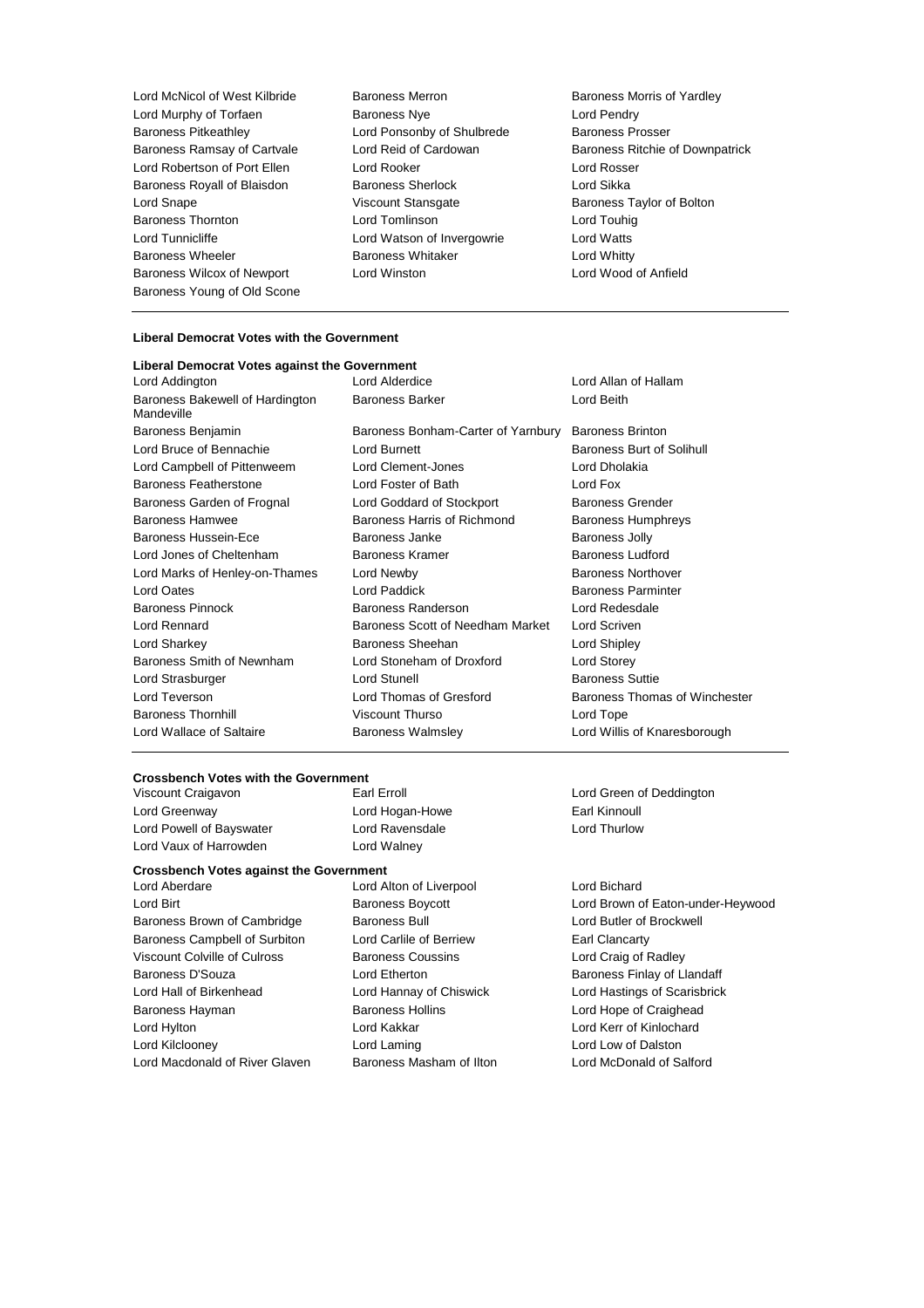Lord McNicol of West Kilbride
Baroness Merron
Baroness Morris of Yardley
Lord Murphy of Torfaen
Baroness Nye
Lord Pendry
Baroness Pitkeathley
Lord Ponsonby of Shulbrede
Baroness Prosser
Baroness Ramsay of Cartvale
Lord Reid of Cardowan
Baroness Ritchie of Downpatrick
Lord Robertson of Port Ellen
Lord Rooker
Lord Rosser
Baroness Royall of Blaisdon
Baroness Sherlock
Lord Sikka
Lord Snape
Viscount Stansgate
Baroness Taylor of Bolton
Baroness Thornton
Lord Tomlinson
Lord Touhig
Lord Tunnicliffe
Lord Watson of Invergowrie
Lord Watts
Baroness Wheeler
Baroness Whitaker
Lord Whitty
Baroness Wilcox of Newport
Lord Winston
Lord Wood of Anfield
Baroness Young of Old Scone

**Liberal Democrat Votes with the Government**

**Liberal Democrat Votes against the Government**

Lord Addington
Lord Alderdice
Lord Allan of Hallam
Baroness Bakewell of Hardington Mandeville
Baroness Barker
Lord Beith
Baroness Benjamin
Baroness Bonham-Carter of Yarnbury
Baroness Brinton
Lord Bruce of Bennachie
Lord Burnett
Baroness Burt of Solihull
Lord Campbell of Pittenweem
Lord Clement-Jones
Lord Dholakia
Baroness Featherstone
Lord Foster of Bath
Lord Fox
Baroness Garden of Frognal
Lord Goddard of Stockport
Baroness Grender
Baroness Hamwee
Baroness Harris of Richmond
Baroness Humphreys
Baroness Hussein-Ece
Baroness Janke
Baroness Jolly
Lord Jones of Cheltenham
Baroness Kramer
Baroness Ludford
Lord Marks of Henley-on-Thames
Lord Newby
Baroness Northover
Lord Oates
Lord Paddick
Baroness Parminter
Baroness Pinnock
Baroness Randerson
Lord Redesdale
Lord Rennard
Baroness Scott of Needham Market
Lord Scriven
Lord Sharkey
Baroness Sheehan
Lord Shipley
Baroness Smith of Newnham
Lord Stoneham of Droxford
Lord Storey
Lord Strasburger
Lord Stunell
Baroness Suttie
Lord Teverson
Lord Thomas of Gresford
Baroness Thomas of Winchester
Baroness Thornhill
Viscount Thurso
Lord Tope
Lord Wallace of Saltaire
Baroness Walmsley
Lord Willis of Knaresborough

**Crossbench Votes with the Government**

Viscount Craigavon
Earl Erroll
Lord Green of Deddington
Lord Greenway
Lord Hogan-Howe
Earl Kinnoull
Lord Powell of Bayswater
Lord Ravensdale
Lord Thurlow
Lord Vaux of Harrowden
Lord Walney

**Crossbench Votes against the Government**

Lord Aberdare
Lord Alton of Liverpool
Lord Bichard
Lord Birt
Baroness Boycott
Lord Brown of Eaton-under-Heywood
Baroness Brown of Cambridge
Baroness Bull
Lord Butler of Brockwell
Baroness Campbell of Surbiton
Lord Carlile of Berriew
Earl Clancarty
Viscount Colville of Culross
Baroness Coussins
Lord Craig of Radley
Baroness D'Souza
Lord Etherton
Baroness Finlay of Llandaff
Lord Hall of Birkenhead
Lord Hannay of Chiswick
Lord Hastings of Scarisbrick
Baroness Hayman
Baroness Hollins
Lord Hope of Craighead
Lord Hylton
Lord Kakkar
Lord Kerr of Kinlochard
Lord Kilclooney
Lord Laming
Lord Low of Dalston
Lord Macdonald of River Glaven
Baroness Masham of Ilton
Lord McDonald of Salford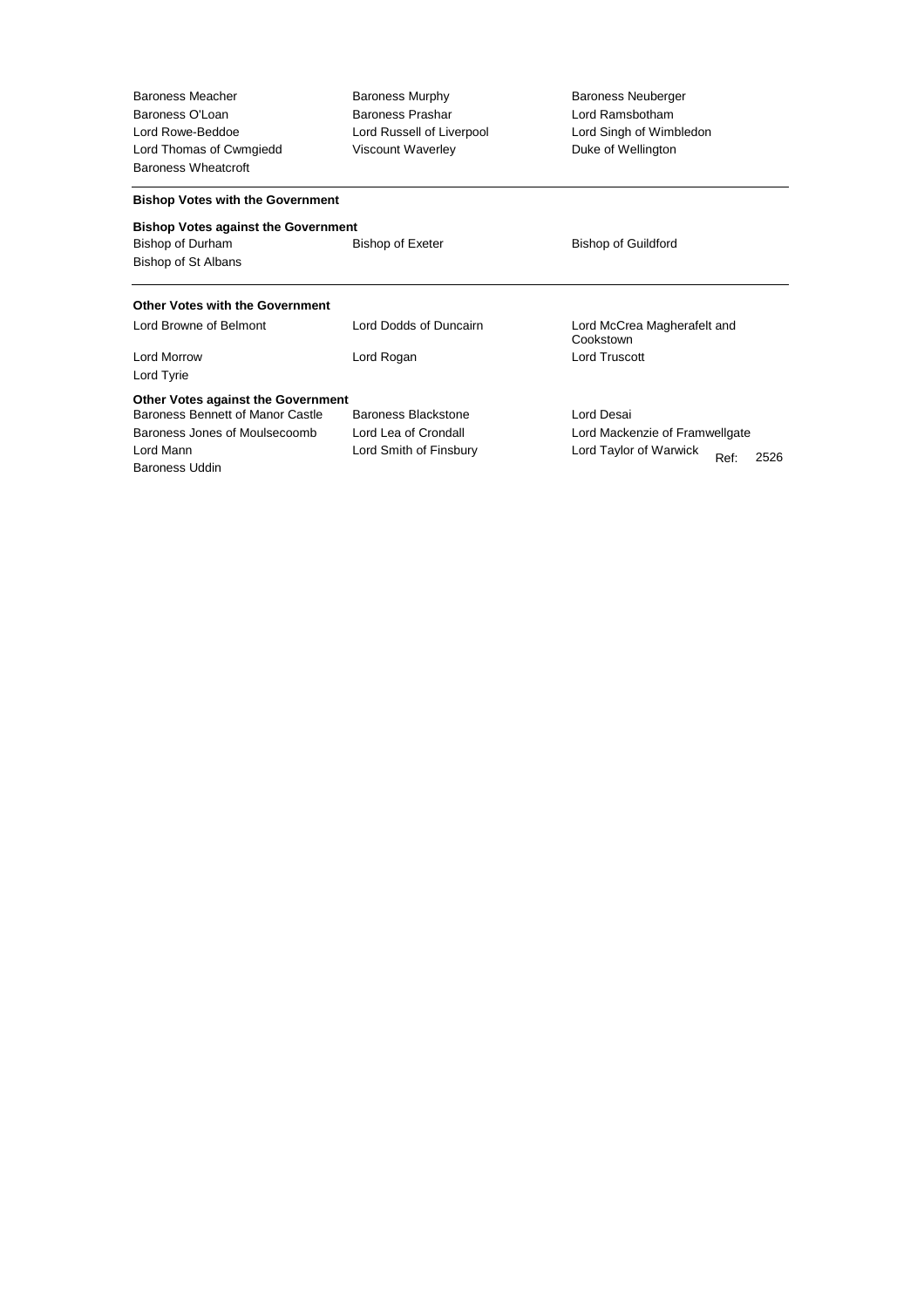Baroness Meacher
Baroness Murphy
Baroness Neuberger
Baroness O'Loan
Baroness Prashar
Lord Ramsbotham
Lord Rowe-Beddoe
Lord Russell of Liverpool
Lord Singh of Wimbledon
Lord Thomas of Cwmgiedd
Viscount Waverley
Duke of Wellington
Baroness Wheatcroft

---

**Bishop Votes with the Government**

**Bishop Votes against the Government**

Bishop of Durham
Bishop of Exeter
Bishop of Guildford
Bishop of St Albans

---

**Other Votes with the Government**

Lord Browne of Belmont
Lord Dodds of Duncairn
Lord McCrea Magherafelt and Cookstown
Lord Morrow
Lord Rogan
Lord Truscott
Lord Tyrie

**Other Votes against the Government**

Baroness Bennett of Manor Castle
Baroness Blackstone
Lord Desai
Baroness Jones of Moulsecoomb
Lord Lea of Crondall
Lord Mackenzie of Framwellgate
Lord Mann
Lord Smith of Finsbury
Lord Taylor of Warwick
Baroness Uddin

Ref: 2526